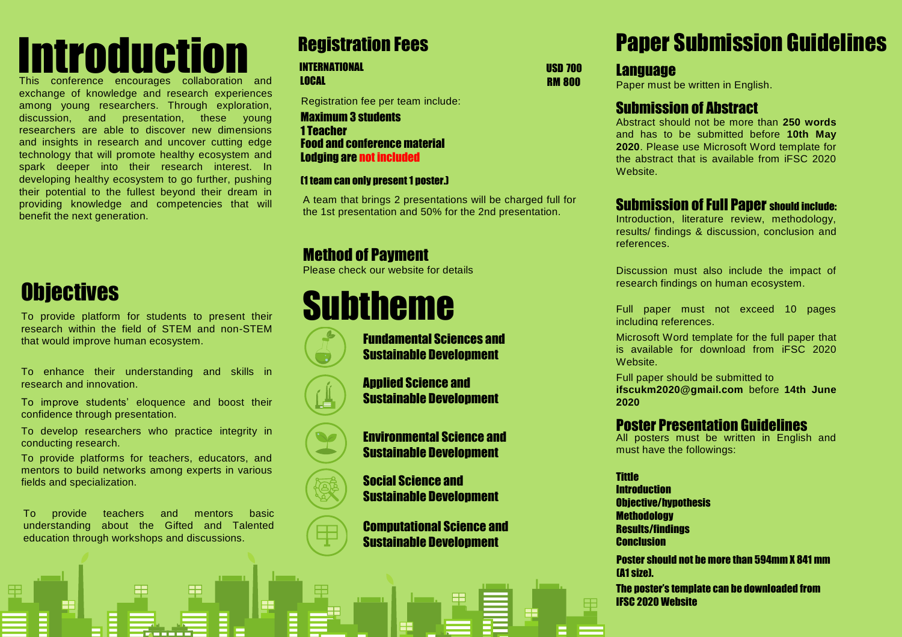# Introduction

This conference encourages collaboration and exchange of knowledge and research experiences among young researchers. Through exploration, discussion, and presentation, these young researchers are able to discover new dimensions and insights in research and uncover cutting edge technology that will promote healthy ecosystem and spark deeper into their research interest. In developing healthy ecosystem to go further, pushing their potential to the fullest beyond their dream in providing knowledge and competencies that will benefit the next generation.

# Objectives

To provide platform for students to present their research within the field of STEM and non-STEM that would improve human ecosystem.

To enhance their understanding and skills in research and innovation.

To improve students' eloquence and boost their confidence through presentation.

To develop researchers who practice integrity in conducting research.

To provide platforms for teachers, educators, and mentors to build networks among experts in various fields and specialization.

To provide teachers and mentors basic understanding about the Gifted and Talented education through workshops and discussions.

## Registration Fees

| | |
|---|---|
| **INTERNATIONAL** | **USD 700** |
| **LOCAL** | **RM 800** |

Registration fee per team include:

**Maximum 3 students**
**1 Teacher**
**Food and conference material**
**Lodging are not included**

**(1 team can only present 1 poster.)**

A team that brings 2 presentations will be charged full for the 1st presentation and 50% for the 2nd presentation.

## Method of Payment

Please check our website for details

# Subtheme

**Fundamental Sciences and Sustainable Development**

**Applied Science and Sustainable Development**

**Environmental Science and Sustainable Development**

**Social Science and Sustainable Development**

**Computational Science and Sustainable Development**

# Paper Submission Guidelines

## Language

Paper must be written in English.

## Submission of Abstract

Abstract should not be more than **250 words** and has to be submitted before **10th May 2020**. Please use Microsoft Word template for the abstract that is available from iFSC 2020 Website.

## Submission of Full Paper should include:

Introduction, literature review, methodology, results/ findings & discussion, conclusion and references.

Discussion must also include the impact of research findings on human ecosystem.

Full paper must not exceed 10 pages including references.

Microsoft Word template for the full paper that is available for download from iFSC 2020 Website.

Full paper should be submitted to **ifscukm2020@gmail.com** before **14th June 2020**

## Poster Presentation Guidelines

All posters must be written in English and must have the followings:

**Tittle**
**Introduction**
**Objective/hypothesis**
**Methodology**
**Results/findings**
**Conclusion**

**Poster should not be more than 594mm X 841 mm (A1 size).**

**The poster's template can be downloaded from IFSC 2020 Website**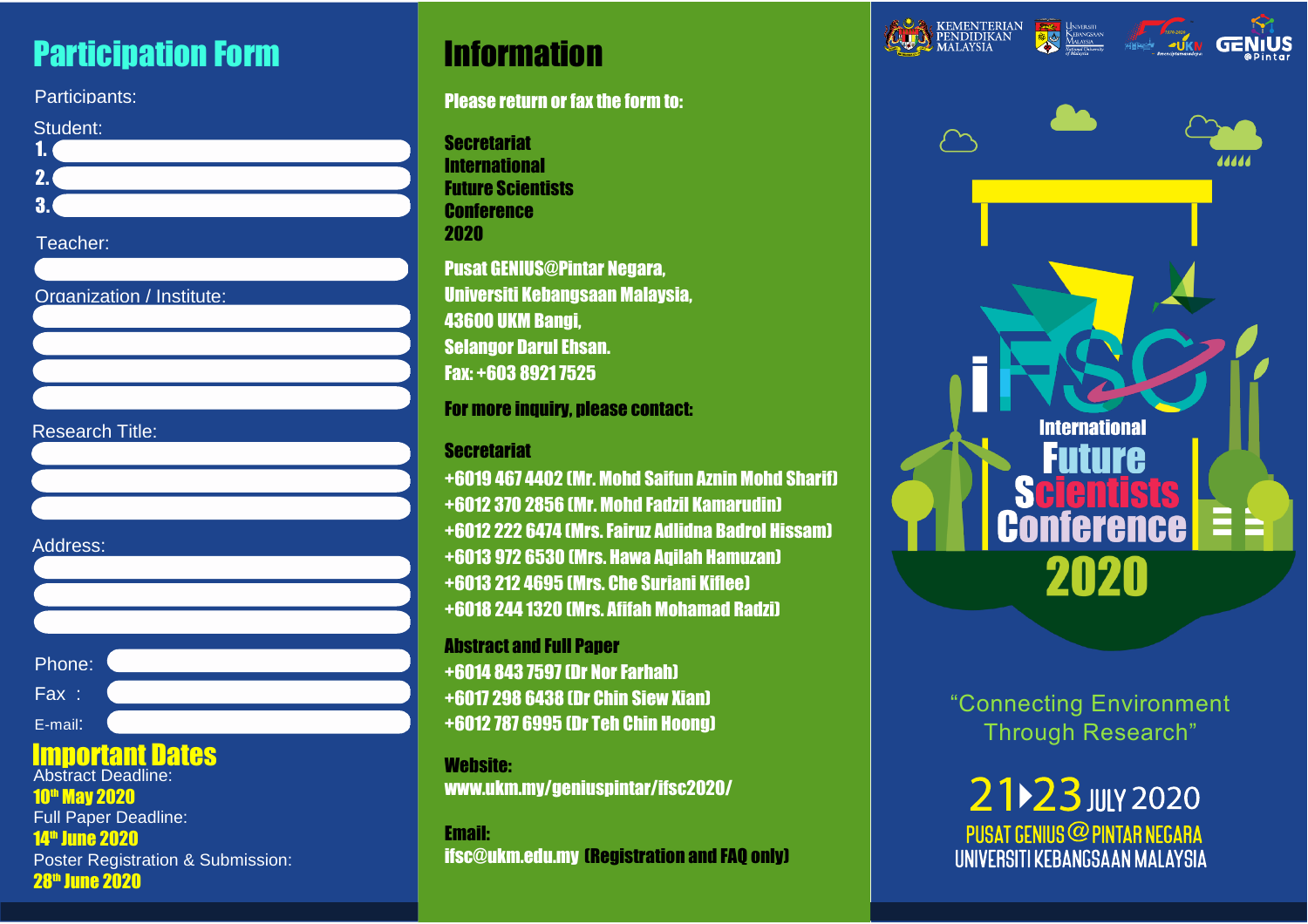## Participation Form

Participants:

Student:

1.
2.
3.

Teacher:

Organization / Institute:

Research Title:

Address:

Phone:

Fax :

E-mail:

## Important Dates

Abstract Deadline:
**10th May 2020**

Full Paper Deadline:
**14th June 2020**

Poster Registration & Submission:
**28th June 2020**

## Information

**Please return or fax the form to:**

**Secretariat**
**International**
**Future Scientists**
**Conference**
**2020**

**Pusat GENIUS@Pintar Negara,**
**Universiti Kebangsaan Malaysia,**
**43600 UKM Bangi,**
**Selangor Darul Ehsan.**
**Fax: +603 8921 7525**

**For more inquiry, please contact:**

**Secretariat**
+6019 467 4402 (Mr. Mohd Saifun Aznin Mohd Sharif)
+6012 370 2856 (Mr. Mohd Fadzil Kamarudin)
+6012 222 6474 (Mrs. Fairuz Adlidna Badrol Hissam)
+6013 972 6530 (Mrs. Hawa Aqilah Hamuzan)
+6013 212 4695 (Mrs. Che Suriani Kiflee)
+6018 244 1320 (Mrs. Afifah Mohamad Radzi)

**Abstract and Full Paper**
+6014 843 7597 (Dr Nor Farhah)
+6017 298 6438 (Dr Chin Siew Xian)
+6012 787 6995 (Dr Teh Chin Hoong)

**Website:**
www.ukm.my/geniuspintar/ifsc2020/

**Email:**
ifsc@ukm.edu.my (Registration and FAQ only)

KEMENTERIAN PENDIDIKAN MALAYSIA

Universiti Kebangsaan Malaysia

GENIUS @Pintar

# iFSC
# International Future Scientists Conference 2020

"Connecting Environment Through Research"

21-23 JULY 2020

PUSAT GENIUS@PINTAR NEGARA
UNIVERSITI KEBANGSAAN MALAYSIA